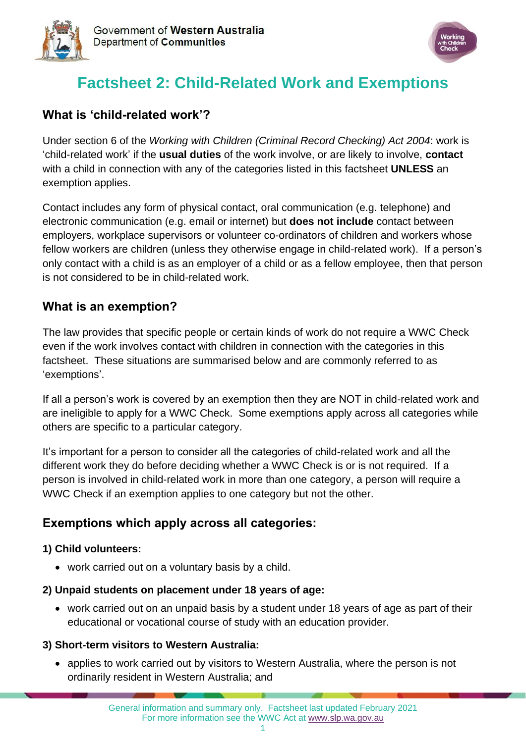Government of **Western Australia**
Department of **Communities**

# Factsheet 2: Child-Related Work and Exemptions

## What is 'child-related work'?

Under section 6 of the *Working with Children (Criminal Record Checking) Act 2004*: work is 'child-related work' if the **usual duties** of the work involve, or are likely to involve, **contact** with a child in connection with any of the categories listed in this factsheet **UNLESS** an exemption applies.

Contact includes any form of physical contact, oral communication (e.g. telephone) and electronic communication (e.g. email or internet) but **does not include** contact between employers, workplace supervisors or volunteer co-ordinators of children and workers whose fellow workers are children (unless they otherwise engage in child-related work). If a person's only contact with a child is as an employer of a child or as a fellow employee, then that person is not considered to be in child-related work.

## What is an exemption?

The law provides that specific people or certain kinds of work do not require a WWC Check even if the work involves contact with children in connection with the categories in this factsheet. These situations are summarised below and are commonly referred to as 'exemptions'.

If all a person's work is covered by an exemption then they are NOT in child-related work and are ineligible to apply for a WWC Check. Some exemptions apply across all categories while others are specific to a particular category.

It's important for a person to consider all the categories of child-related work and all the different work they do before deciding whether a WWC Check is or is not required. If a person is involved in child-related work in more than one category, a person will require a WWC Check if an exemption applies to one category but not the other.

## Exemptions which apply across all categories:

**1) Child volunteers:**

- work carried out on a voluntary basis by a child.

**2) Unpaid students on placement under 18 years of age:**

- work carried out on an unpaid basis by a student under 18 years of age as part of their educational or vocational course of study with an education provider.

**3) Short-term visitors to Western Australia:**

- applies to work carried out by visitors to Western Australia, where the person is not ordinarily resident in Western Australia; and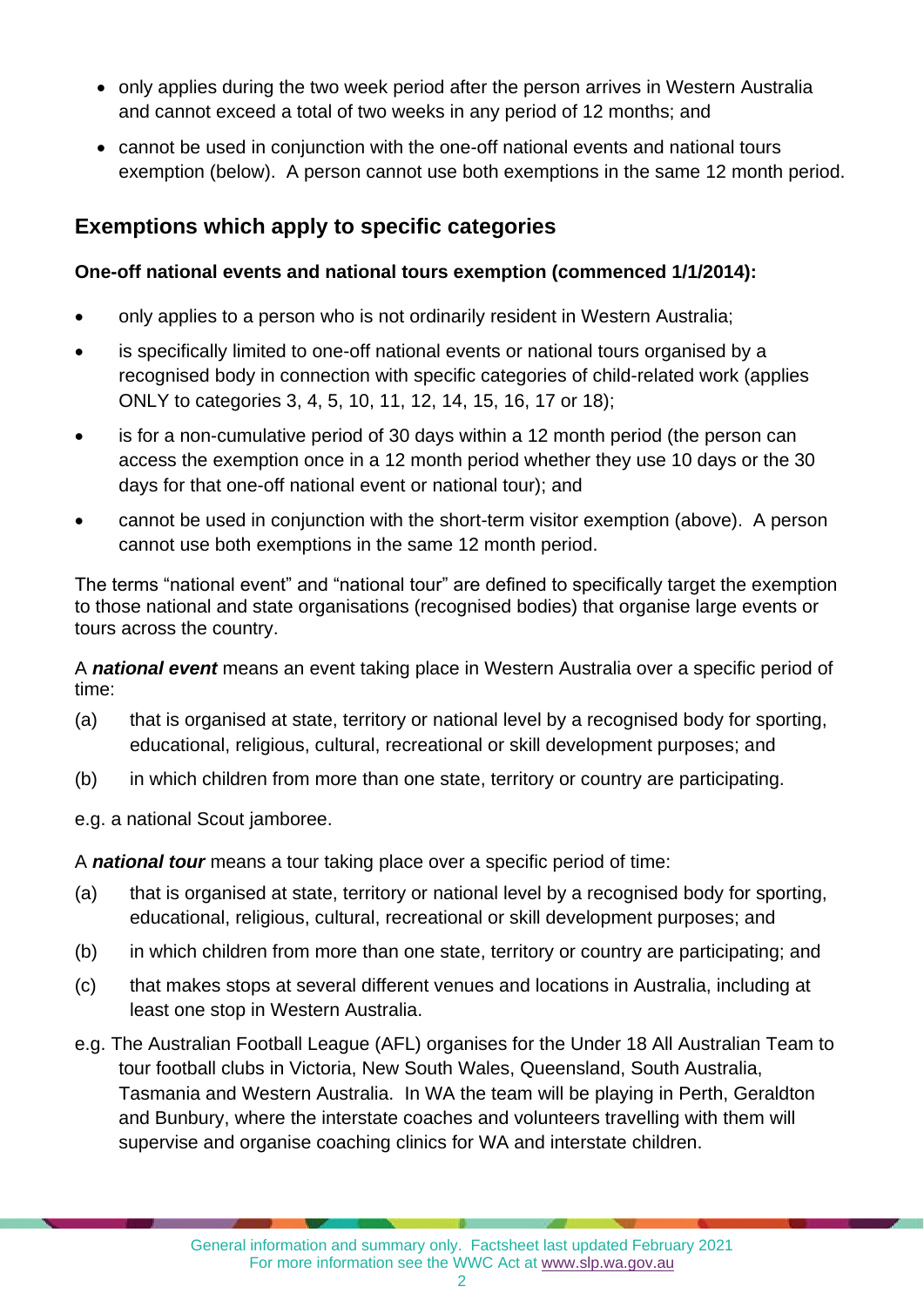- only applies during the two week period after the person arrives in Western Australia and cannot exceed a total of two weeks in any period of 12 months; and
- cannot be used in conjunction with the one-off national events and national tours exemption (below). A person cannot use both exemptions in the same 12 month period.

## Exemptions which apply to specific categories

**One-off national events and national tours exemption (commenced 1/1/2014):**

- only applies to a person who is not ordinarily resident in Western Australia;
- is specifically limited to one-off national events or national tours organised by a recognised body in connection with specific categories of child-related work (applies ONLY to categories 3, 4, 5, 10, 11, 12, 14, 15, 16, 17 or 18);
- is for a non-cumulative period of 30 days within a 12 month period (the person can access the exemption once in a 12 month period whether they use 10 days or the 30 days for that one-off national event or national tour); and
- cannot be used in conjunction with the short-term visitor exemption (above). A person cannot use both exemptions in the same 12 month period.

The terms "national event" and "national tour" are defined to specifically target the exemption to those national and state organisations (recognised bodies) that organise large events or tours across the country.

A ***national event*** means an event taking place in Western Australia over a specific period of time:

(a) that is organised at state, territory or national level by a recognised body for sporting, educational, religious, cultural, recreational or skill development purposes; and

(b) in which children from more than one state, territory or country are participating.

e.g. a national Scout jamboree.

A ***national tour*** means a tour taking place over a specific period of time:

(a) that is organised at state, territory or national level by a recognised body for sporting, educational, religious, cultural, recreational or skill development purposes; and

(b) in which children from more than one state, territory or country are participating; and

(c) that makes stops at several different venues and locations in Australia, including at least one stop in Western Australia.

e.g. The Australian Football League (AFL) organises for the Under 18 All Australian Team to tour football clubs in Victoria, New South Wales, Queensland, South Australia, Tasmania and Western Australia. In WA the team will be playing in Perth, Geraldton and Bunbury, where the interstate coaches and volunteers travelling with them will supervise and organise coaching clinics for WA and interstate children.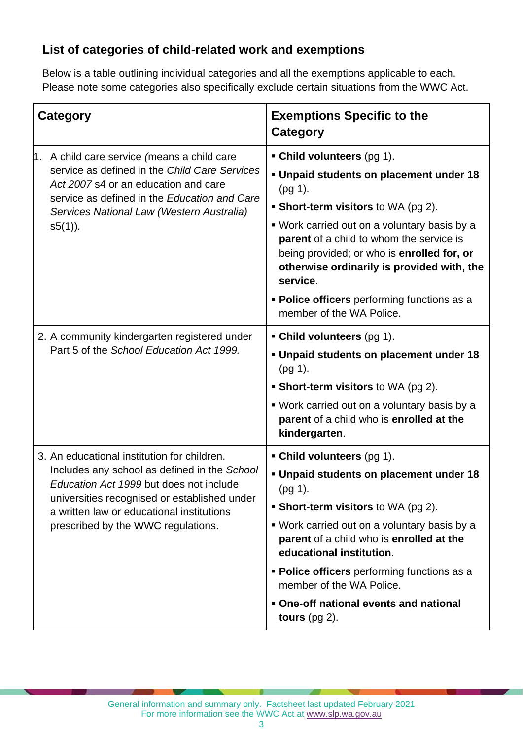## List of categories of child-related work and exemptions

Below is a table outlining individual categories and all the exemptions applicable to each. Please note some categories also specifically exclude certain situations from the WWC Act.

| Category | Exemptions Specific to the Category |
| --- | --- |
| 1. A child care service *(*means a child care service as defined in the *Child Care Services Act 2007* s4 or an education and care service as defined in the *Education and Care Services National Law (Western Australia)* s5(1)). | ▪ **Child volunteers** (pg 1).<br>▪ **Unpaid students on placement under 18** (pg 1).<br>▪ **Short-term visitors** to WA (pg 2).<br>▪ Work carried out on a voluntary basis by a **parent** of a child to whom the service is being provided; or who is **enrolled for, or otherwise ordinarily is provided with, the service**.<br>▪ **Police officers** performing functions as a member of the WA Police. |
| 2. A community kindergarten registered under Part 5 of the *School Education Act 1999.* | ▪ **Child volunteers** (pg 1).<br>▪ **Unpaid students on placement under 18** (pg 1).<br>▪ **Short-term visitors** to WA (pg 2).<br>▪ Work carried out on a voluntary basis by a **parent** of a child who is **enrolled at the kindergarten**. |
| 3. An educational institution for children. Includes any school as defined in the *School Education Act 1999* but does not include universities recognised or established under a written law or educational institutions prescribed by the WWC regulations. | ▪ **Child volunteers** (pg 1).<br>▪ **Unpaid students on placement under 18** (pg 1).<br>▪ **Short-term visitors** to WA (pg 2).<br>▪ Work carried out on a voluntary basis by a **parent** of a child who is **enrolled at the educational institution**.<br>▪ **Police officers** performing functions as a member of the WA Police.<br>▪ **One-off national events and national tours** (pg 2). |

General information and summary only. Factsheet last updated February 2021
For more information see the WWC Act at www.slp.wa.gov.au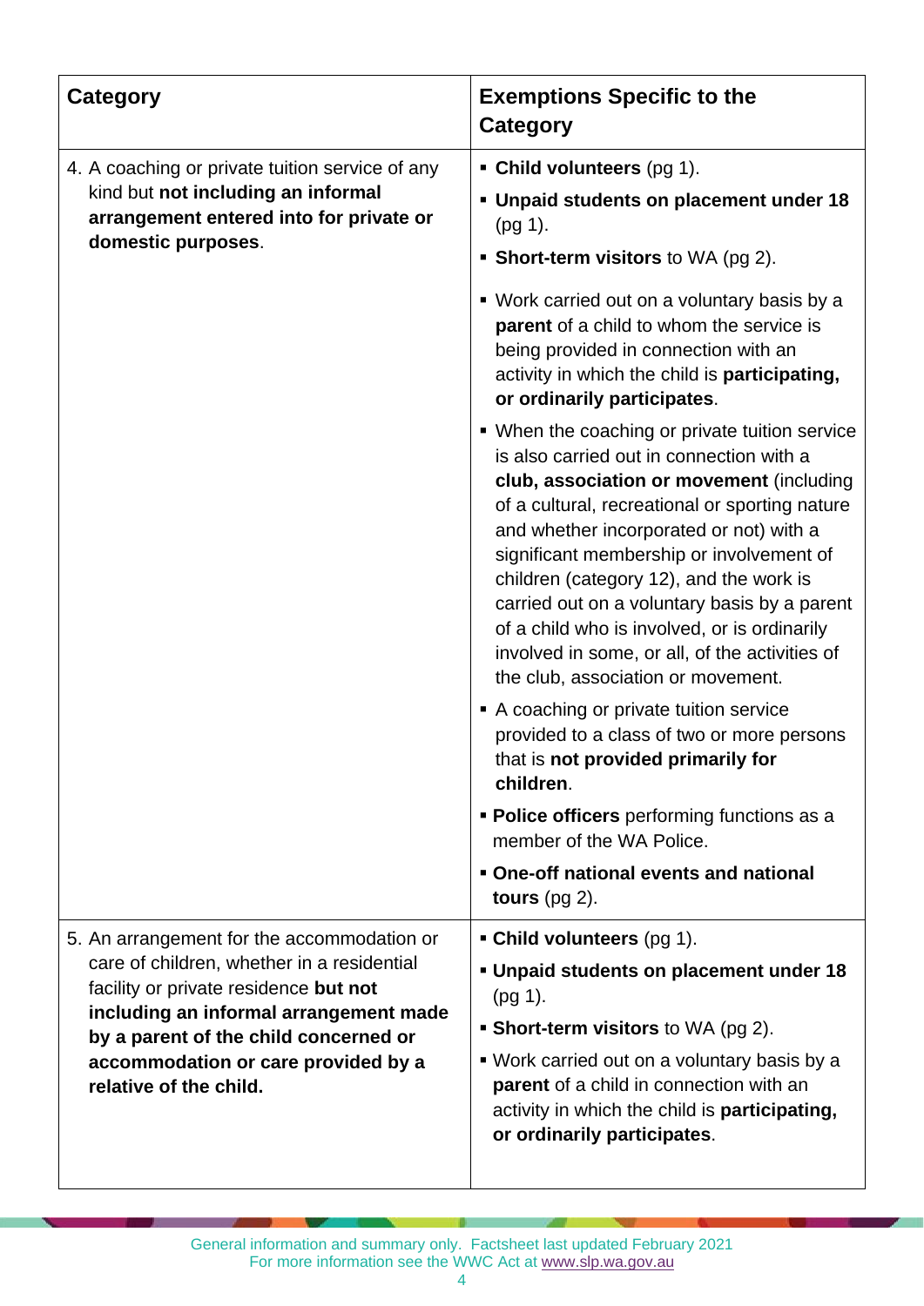| Category | Exemptions Specific to the Category |
|---|---|
| 4. A coaching or private tuition service of any kind but **not including an informal arrangement entered into for private or domestic purposes**. | ▪ **Child volunteers** (pg 1).<br>▪ **Unpaid students on placement under 18** (pg 1).<br>▪ **Short-term visitors** to WA (pg 2).<br>▪ Work carried out on a voluntary basis by a **parent** of a child to whom the service is being provided in connection with an activity in which the child is **participating, or ordinarily participates**.<br>▪ When the coaching or private tuition service is also carried out in connection with a **club, association or movement** (including of a cultural, recreational or sporting nature and whether incorporated or not) with a significant membership or involvement of children (category 12), and the work is carried out on a voluntary basis by a parent of a child who is involved, or is ordinarily involved in some, or all, of the activities of the club, association or movement.<br>▪ A coaching or private tuition service provided to a class of two or more persons that is **not provided primarily for children**.<br>▪ **Police officers** performing functions as a member of the WA Police.<br>▪ **One-off national events and national tours** (pg 2). |
| 5. An arrangement for the accommodation or care of children, whether in a residential facility or private residence **but not including an informal arrangement made by a parent of the child concerned or accommodation or care provided by a relative of the child.** | ▪ **Child volunteers** (pg 1).<br>▪ **Unpaid students on placement under 18** (pg 1).<br>▪ **Short-term visitors** to WA (pg 2).<br>▪ Work carried out on a voluntary basis by a **parent** of a child in connection with an activity in which the child is **participating, or ordinarily participates**. |

General information and summary only. Factsheet last updated February 2021
For more information see the WWC Act at www.slp.wa.gov.au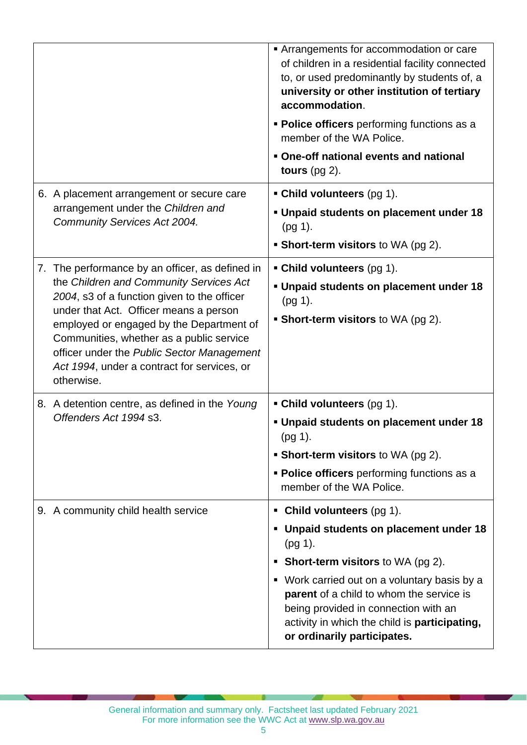| | |
|---|---|
| | ▪ Arrangements for accommodation or care of children in a residential facility connected to, or used predominantly by students of, a **university or other institution of tertiary accommodation**.<br>▪ **Police officers** performing functions as a member of the WA Police.<br>▪ **One-off national events and national tours** (pg 2). |
| 6. A placement arrangement or secure care arrangement under the *Children and Community Services Act 2004.* | ▪ **Child volunteers** (pg 1).<br>▪ **Unpaid students on placement under 18** (pg 1).<br>▪ **Short-term visitors** to WA (pg 2). |
| 7. The performance by an officer, as defined in the *Children and Community Services Act 2004*, s3 of a function given to the officer under that Act. Officer means a person employed or engaged by the Department of Communities, whether as a public service officer under the *Public Sector Management Act 1994*, under a contract for services, or otherwise. | ▪ **Child volunteers** (pg 1).<br>▪ **Unpaid students on placement under 18** (pg 1).<br>▪ **Short-term visitors** to WA (pg 2). |
| 8. A detention centre, as defined in the *Young Offenders Act 1994* s3. | ▪ **Child volunteers** (pg 1).<br>▪ **Unpaid students on placement under 18** (pg 1).<br>▪ **Short-term visitors** to WA (pg 2).<br>▪ **Police officers** performing functions as a member of the WA Police. |
| 9. A community child health service | ▪ **Child volunteers** (pg 1).<br>▪ **Unpaid students on placement under 18** (pg 1).<br>▪ **Short-term visitors** to WA (pg 2).<br>▪ Work carried out on a voluntary basis by a **parent** of a child to whom the service is being provided in connection with an activity in which the child is **participating, or ordinarily participates.** |

General information and summary only. Factsheet last updated February 2021
For more information see the WWC Act at www.slp.wa.gov.au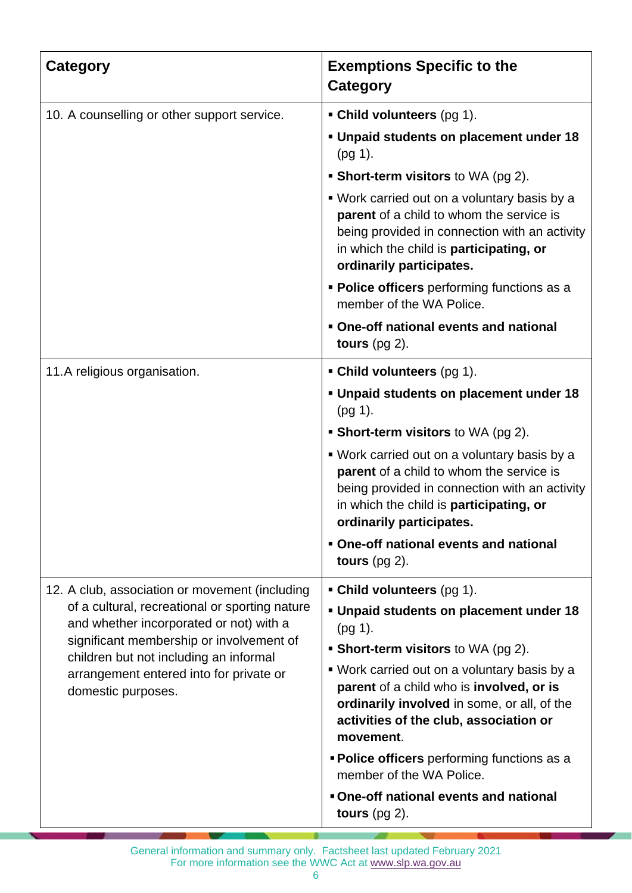| Category | Exemptions Specific to the Category |
|---|---|
| 10. A counselling or other support service. | ▪ **Child volunteers** (pg 1).<br>▪ **Unpaid students on placement under 18** (pg 1).<br>▪ **Short-term visitors** to WA (pg 2).<br>▪ Work carried out on a voluntary basis by a **parent** of a child to whom the service is being provided in connection with an activity in which the child is **participating, or ordinarily participates.**<br>▪ **Police officers** performing functions as a member of the WA Police.<br>▪ **One-off national events and national tours** (pg 2). |
| 11. A religious organisation. | ▪ **Child volunteers** (pg 1).<br>▪ **Unpaid students on placement under 18** (pg 1).<br>▪ **Short-term visitors** to WA (pg 2).<br>▪ Work carried out on a voluntary basis by a **parent** of a child to whom the service is being provided in connection with an activity in which the child is **participating, or ordinarily participates.**<br>▪ **One-off national events and national tours** (pg 2). |
| 12. A club, association or movement (including of a cultural, recreational or sporting nature and whether incorporated or not) with a significant membership or involvement of children but not including an informal arrangement entered into for private or domestic purposes. | ▪ **Child volunteers** (pg 1).<br>▪ **Unpaid students on placement under 18** (pg 1).<br>▪ **Short-term visitors** to WA (pg 2).<br>▪ Work carried out on a voluntary basis by a **parent** of a child who is **involved, or is ordinarily involved** in some, or all, of the **activities of the club, association or movement**.<br>▪ **Police officers** performing functions as a member of the WA Police.<br>▪ **One-off national events and national tours** (pg 2). |

General information and summary only. Factsheet last updated February 2021
For more information see the WWC Act at www.slp.wa.gov.au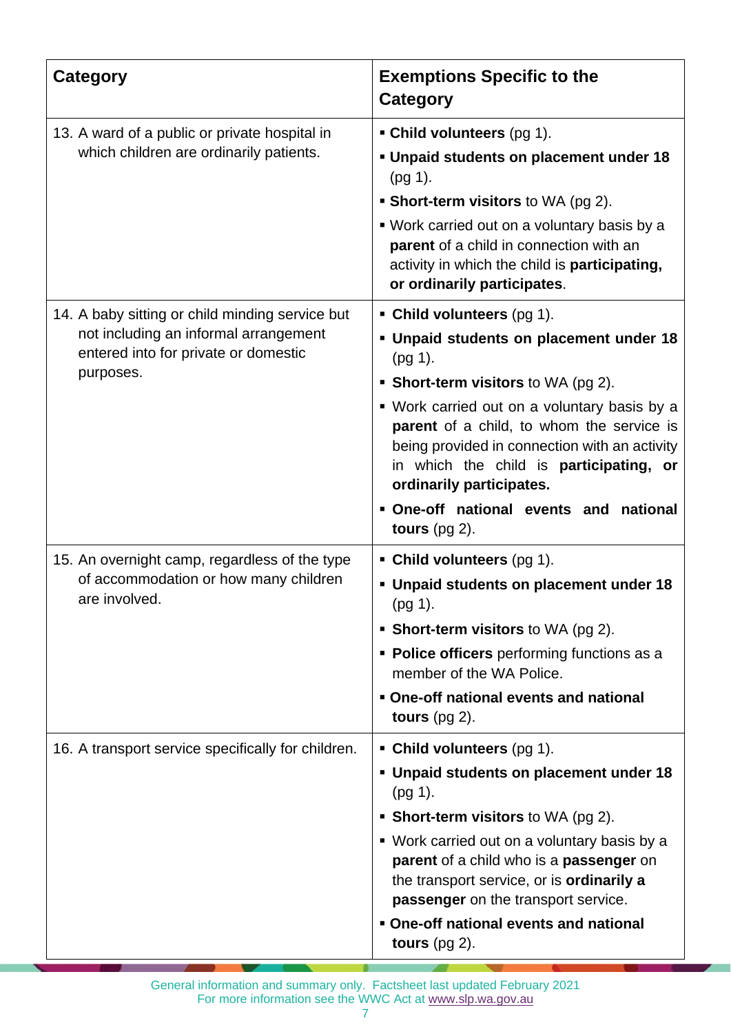| Category | Exemptions Specific to the Category |
|---|---|
| 13. A ward of a public or private hospital in which children are ordinarily patients. | ▪ **Child volunteers** (pg 1).<br>▪ **Unpaid students on placement under 18** (pg 1).<br>▪ **Short-term visitors** to WA (pg 2).<br>▪ Work carried out on a voluntary basis by a **parent** of a child in connection with an activity in which the child is **participating, or ordinarily participates**. |
| 14. A baby sitting or child minding service but not including an informal arrangement entered into for private or domestic purposes. | ▪ **Child volunteers** (pg 1).<br>▪ **Unpaid students on placement under 18** (pg 1).<br>▪ **Short-term visitors** to WA (pg 2).<br>▪ Work carried out on a voluntary basis by a **parent** of a child, to whom the service is being provided in connection with an activity in which the child is **participating, or ordinarily participates.**<br>▪ **One-off national events and national tours** (pg 2). |
| 15. An overnight camp, regardless of the type of accommodation or how many children are involved. | ▪ **Child volunteers** (pg 1).<br>▪ **Unpaid students on placement under 18** (pg 1).<br>▪ **Short-term visitors** to WA (pg 2).<br>▪ **Police officers** performing functions as a member of the WA Police.<br>▪ **One-off national events and national tours** (pg 2). |
| 16. A transport service specifically for children. | ▪ **Child volunteers** (pg 1).<br>▪ **Unpaid students on placement under 18** (pg 1).<br>▪ **Short-term visitors** to WA (pg 2).<br>▪ Work carried out on a voluntary basis by a **parent** of a child who is a **passenger** on the transport service, or is **ordinarily a passenger** on the transport service.<br>▪ **One-off national events and national tours** (pg 2). |

General information and summary only. Factsheet last updated February 2021
For more information see the WWC Act at www.slp.wa.gov.au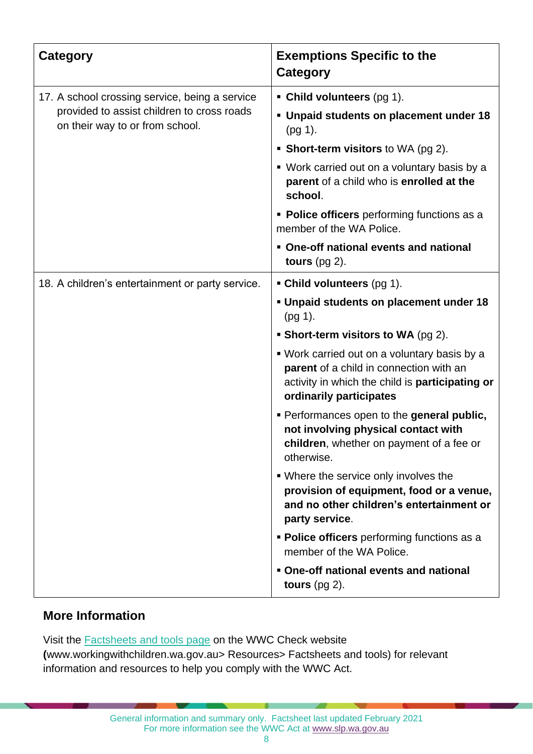| Category | Exemptions Specific to the Category |
| --- | --- |
| 17. A school crossing service, being a service provided to assist children to cross roads on their way to or from school. | ▪ **Child volunteers** (pg 1).<br>▪ **Unpaid students on placement under 18** (pg 1).<br>▪ **Short-term visitors** to WA (pg 2).<br>▪ Work carried out on a voluntary basis by a **parent** of a child who is **enrolled at the school**.<br>▪ **Police officers** performing functions as a member of the WA Police.<br>▪ **One-off national events and national tours** (pg 2). |
| 18. A children's entertainment or party service. | ▪ **Child volunteers** (pg 1).<br>▪ **Unpaid students on placement under 18** (pg 1).<br>▪ **Short-term visitors to WA** (pg 2).<br>▪ Work carried out on a voluntary basis by a **parent** of a child in connection with an activity in which the child is **participating or ordinarily participates**<br>▪ Performances open to the **general public, not involving physical contact with children**, whether on payment of a fee or otherwise.<br>▪ Where the service only involves the **provision of equipment, food or a venue, and no other children's entertainment or party service**.<br>▪ **Police officers** performing functions as a member of the WA Police.<br>▪ **One-off national events and national tours** (pg 2). |

## More Information

Visit the Factsheets and tools page on the WWC Check website (www.workingwithchildren.wa.gov.au> Resources> Factsheets and tools) for relevant information and resources to help you comply with the WWC Act.

General information and summary only. Factsheet last updated February 2021
For more information see the WWC Act at www.slp.wa.gov.au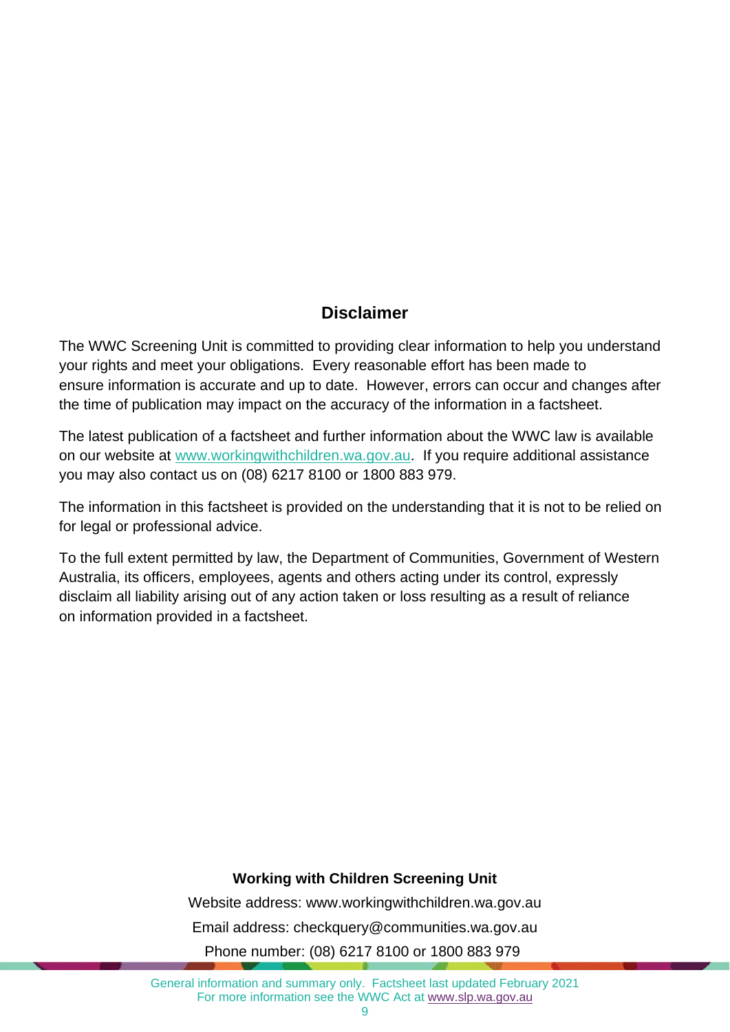## Disclaimer

The WWC Screening Unit is committed to providing clear information to help you understand your rights and meet your obligations. Every reasonable effort has been made to ensure information is accurate and up to date. However, errors can occur and changes after the time of publication may impact on the accuracy of the information in a factsheet.

The latest publication of a factsheet and further information about the WWC law is available on our website at www.workingwithchildren.wa.gov.au. If you require additional assistance you may also contact us on (08) 6217 8100 or 1800 883 979.

The information in this factsheet is provided on the understanding that it is not to be relied on for legal or professional advice.

To the full extent permitted by law, the Department of Communities, Government of Western Australia, its officers, employees, agents and others acting under its control, expressly disclaim all liability arising out of any action taken or loss resulting as a result of reliance on information provided in a factsheet.

**Working with Children Screening Unit**

Website address: www.workingwithchildren.wa.gov.au

Email address: checkquery@communities.wa.gov.au

Phone number: (08) 6217 8100 or 1800 883 979